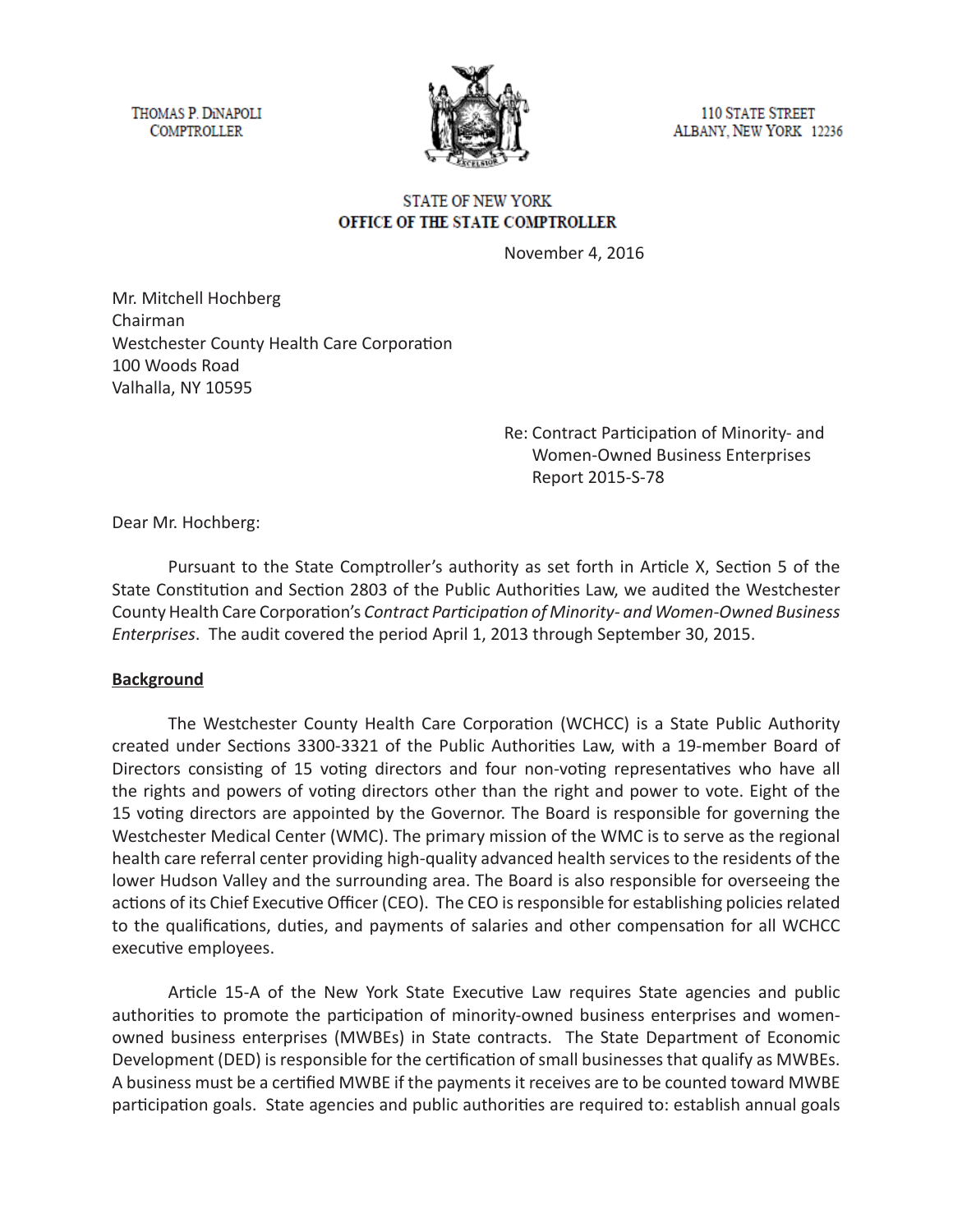THOMAS P. DiNAPOLI
COMPTROLLER

110 STATE STREET
ALBANY, NEW YORK 12236

STATE OF NEW YORK
**OFFICE OF THE STATE COMPTROLLER**

November 4, 2016

Mr. Mitchell Hochberg
Chairman
Westchester County Health Care Corporation
100 Woods Road
Valhalla, NY 10595

Re: Contract Participation of Minority- and Women-Owned Business Enterprises
Report 2015-S-78

Dear Mr. Hochberg:

Pursuant to the State Comptroller's authority as set forth in Article X, Section 5 of the State Constitution and Section 2803 of the Public Authorities Law, we audited the Westchester County Health Care Corporation's *Contract Participation of Minority- and Women-Owned Business Enterprises*. The audit covered the period April 1, 2013 through September 30, 2015.

**Background**

The Westchester County Health Care Corporation (WCHCC) is a State Public Authority created under Sections 3300-3321 of the Public Authorities Law, with a 19-member Board of Directors consisting of 15 voting directors and four non-voting representatives who have all the rights and powers of voting directors other than the right and power to vote. Eight of the 15 voting directors are appointed by the Governor. The Board is responsible for governing the Westchester Medical Center (WMC). The primary mission of the WMC is to serve as the regional health care referral center providing high-quality advanced health services to the residents of the lower Hudson Valley and the surrounding area. The Board is also responsible for overseeing the actions of its Chief Executive Officer (CEO). The CEO is responsible for establishing policies related to the qualifications, duties, and payments of salaries and other compensation for all WCHCC executive employees.

Article 15-A of the New York State Executive Law requires State agencies and public authorities to promote the participation of minority-owned business enterprises and women-owned business enterprises (MWBEs) in State contracts. The State Department of Economic Development (DED) is responsible for the certification of small businesses that qualify as MWBEs. A business must be a certified MWBE if the payments it receives are to be counted toward MWBE participation goals. State agencies and public authorities are required to: establish annual goals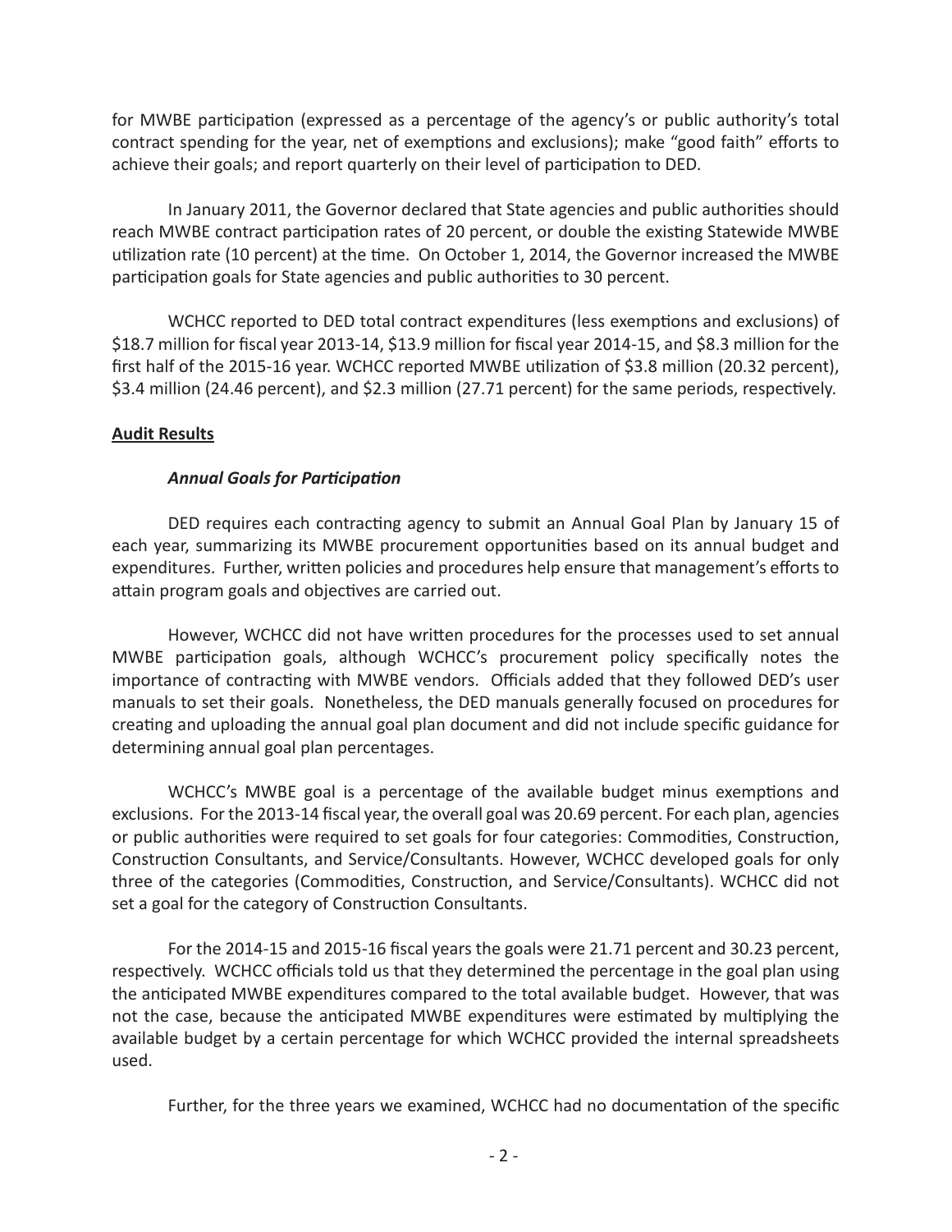for MWBE participation (expressed as a percentage of the agency's or public authority's total contract spending for the year, net of exemptions and exclusions); make "good faith" efforts to achieve their goals; and report quarterly on their level of participation to DED.

In January 2011, the Governor declared that State agencies and public authorities should reach MWBE contract participation rates of 20 percent, or double the existing Statewide MWBE utilization rate (10 percent) at the time. On October 1, 2014, the Governor increased the MWBE participation goals for State agencies and public authorities to 30 percent.

WCHCC reported to DED total contract expenditures (less exemptions and exclusions) of $18.7 million for fiscal year 2013-14, $13.9 million for fiscal year 2014-15, and $8.3 million for the first half of the 2015-16 year. WCHCC reported MWBE utilization of $3.8 million (20.32 percent), $3.4 million (24.46 percent), and $2.3 million (27.71 percent) for the same periods, respectively.

## Audit Results

### *Annual Goals for Participation*

DED requires each contracting agency to submit an Annual Goal Plan by January 15 of each year, summarizing its MWBE procurement opportunities based on its annual budget and expenditures. Further, written policies and procedures help ensure that management's efforts to attain program goals and objectives are carried out.

However, WCHCC did not have written procedures for the processes used to set annual MWBE participation goals, although WCHCC's procurement policy specifically notes the importance of contracting with MWBE vendors. Officials added that they followed DED's user manuals to set their goals. Nonetheless, the DED manuals generally focused on procedures for creating and uploading the annual goal plan document and did not include specific guidance for determining annual goal plan percentages.

WCHCC's MWBE goal is a percentage of the available budget minus exemptions and exclusions. For the 2013-14 fiscal year, the overall goal was 20.69 percent. For each plan, agencies or public authorities were required to set goals for four categories: Commodities, Construction, Construction Consultants, and Service/Consultants. However, WCHCC developed goals for only three of the categories (Commodities, Construction, and Service/Consultants). WCHCC did not set a goal for the category of Construction Consultants.

For the 2014-15 and 2015-16 fiscal years the goals were 21.71 percent and 30.23 percent, respectively. WCHCC officials told us that they determined the percentage in the goal plan using the anticipated MWBE expenditures compared to the total available budget. However, that was not the case, because the anticipated MWBE expenditures were estimated by multiplying the available budget by a certain percentage for which WCHCC provided the internal spreadsheets used.

Further, for the three years we examined, WCHCC had no documentation of the specific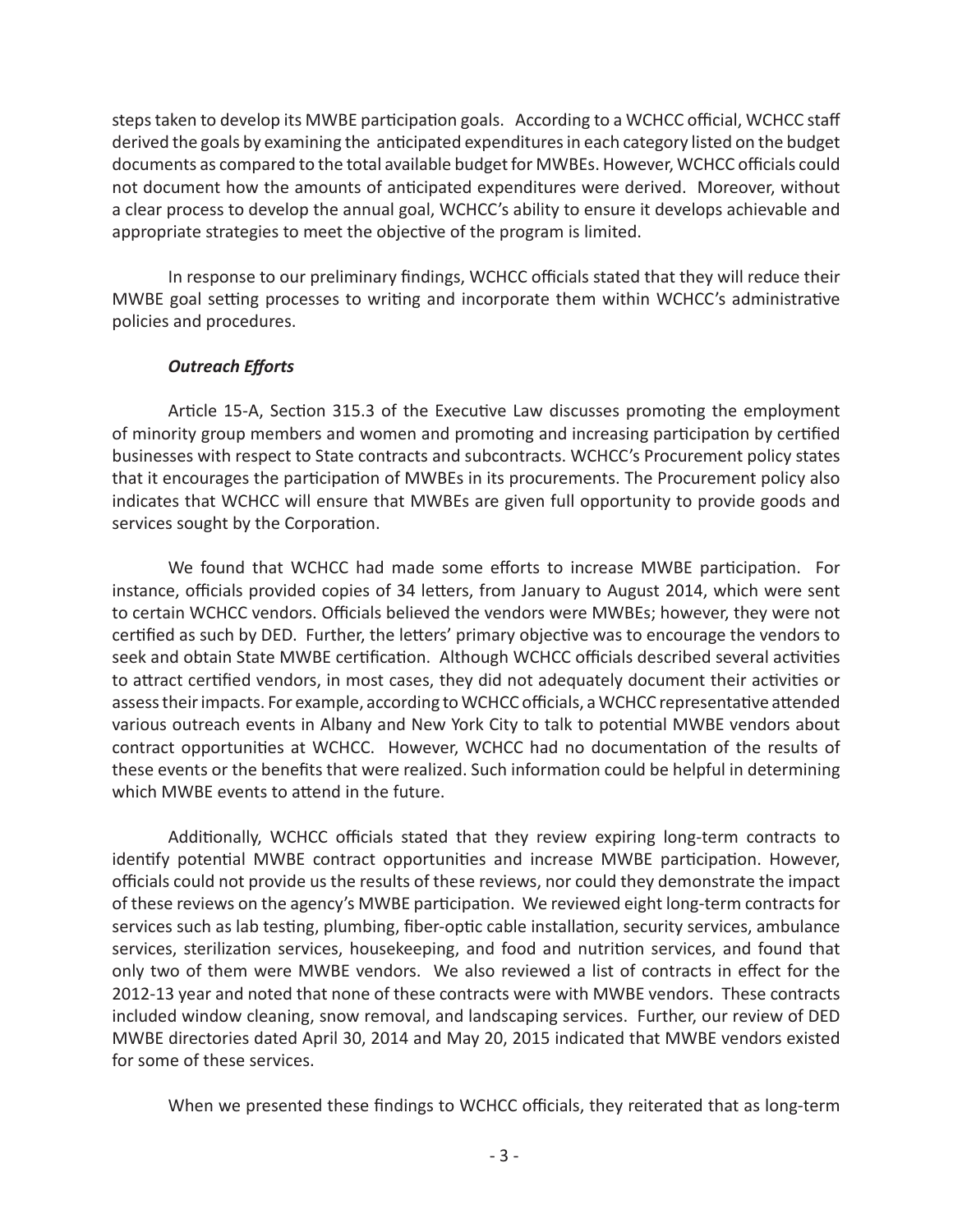steps taken to develop its MWBE participation goals. According to a WCHCC official, WCHCC staff derived the goals by examining the anticipated expenditures in each category listed on the budget documents as compared to the total available budget for MWBEs. However, WCHCC officials could not document how the amounts of anticipated expenditures were derived. Moreover, without a clear process to develop the annual goal, WCHCC's ability to ensure it develops achievable and appropriate strategies to meet the objective of the program is limited.

In response to our preliminary findings, WCHCC officials stated that they will reduce their MWBE goal setting processes to writing and incorporate them within WCHCC's administrative policies and procedures.

### *Outreach Efforts*

Article 15-A, Section 315.3 of the Executive Law discusses promoting the employment of minority group members and women and promoting and increasing participation by certified businesses with respect to State contracts and subcontracts. WCHCC's Procurement policy states that it encourages the participation of MWBEs in its procurements. The Procurement policy also indicates that WCHCC will ensure that MWBEs are given full opportunity to provide goods and services sought by the Corporation.

We found that WCHCC had made some efforts to increase MWBE participation. For instance, officials provided copies of 34 letters, from January to August 2014, which were sent to certain WCHCC vendors. Officials believed the vendors were MWBEs; however, they were not certified as such by DED. Further, the letters' primary objective was to encourage the vendors to seek and obtain State MWBE certification. Although WCHCC officials described several activities to attract certified vendors, in most cases, they did not adequately document their activities or assess their impacts. For example, according to WCHCC officials, a WCHCC representative attended various outreach events in Albany and New York City to talk to potential MWBE vendors about contract opportunities at WCHCC. However, WCHCC had no documentation of the results of these events or the benefits that were realized. Such information could be helpful in determining which MWBE events to attend in the future.

Additionally, WCHCC officials stated that they review expiring long-term contracts to identify potential MWBE contract opportunities and increase MWBE participation. However, officials could not provide us the results of these reviews, nor could they demonstrate the impact of these reviews on the agency's MWBE participation. We reviewed eight long-term contracts for services such as lab testing, plumbing, fiber-optic cable installation, security services, ambulance services, sterilization services, housekeeping, and food and nutrition services, and found that only two of them were MWBE vendors. We also reviewed a list of contracts in effect for the 2012-13 year and noted that none of these contracts were with MWBE vendors. These contracts included window cleaning, snow removal, and landscaping services. Further, our review of DED MWBE directories dated April 30, 2014 and May 20, 2015 indicated that MWBE vendors existed for some of these services.

When we presented these findings to WCHCC officials, they reiterated that as long-term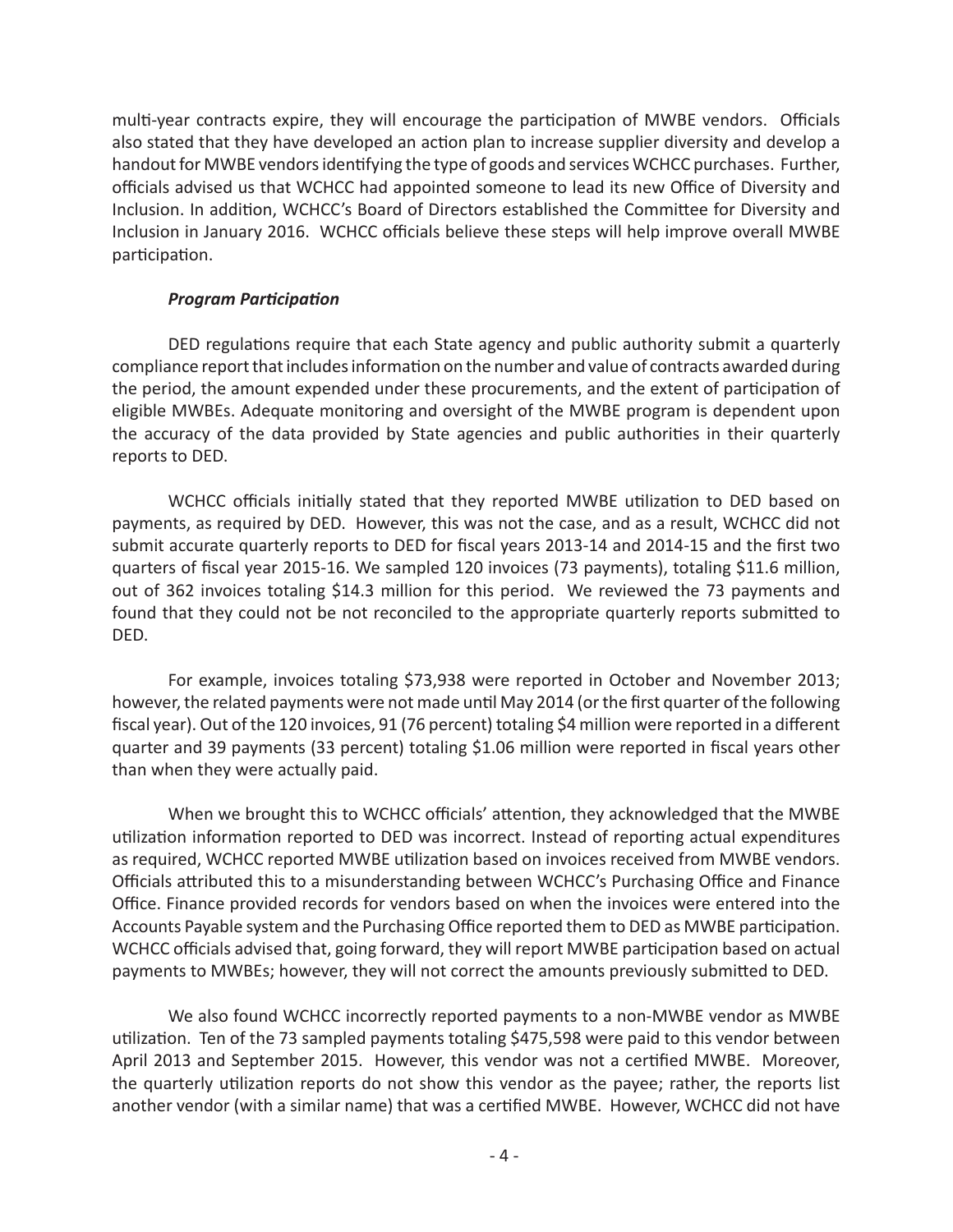multi-year contracts expire, they will encourage the participation of MWBE vendors. Officials also stated that they have developed an action plan to increase supplier diversity and develop a handout for MWBE vendors identifying the type of goods and services WCHCC purchases. Further, officials advised us that WCHCC had appointed someone to lead its new Office of Diversity and Inclusion. In addition, WCHCC's Board of Directors established the Committee for Diversity and Inclusion in January 2016. WCHCC officials believe these steps will help improve overall MWBE participation.

***Program Participation***

DED regulations require that each State agency and public authority submit a quarterly compliance report that includes information on the number and value of contracts awarded during the period, the amount expended under these procurements, and the extent of participation of eligible MWBEs. Adequate monitoring and oversight of the MWBE program is dependent upon the accuracy of the data provided by State agencies and public authorities in their quarterly reports to DED.

WCHCC officials initially stated that they reported MWBE utilization to DED based on payments, as required by DED. However, this was not the case, and as a result, WCHCC did not submit accurate quarterly reports to DED for fiscal years 2013-14 and 2014-15 and the first two quarters of fiscal year 2015-16. We sampled 120 invoices (73 payments), totaling $11.6 million, out of 362 invoices totaling $14.3 million for this period. We reviewed the 73 payments and found that they could not be not reconciled to the appropriate quarterly reports submitted to DED.

For example, invoices totaling $73,938 were reported in October and November 2013; however, the related payments were not made until May 2014 (or the first quarter of the following fiscal year). Out of the 120 invoices, 91 (76 percent) totaling $4 million were reported in a different quarter and 39 payments (33 percent) totaling $1.06 million were reported in fiscal years other than when they were actually paid.

When we brought this to WCHCC officials' attention, they acknowledged that the MWBE utilization information reported to DED was incorrect. Instead of reporting actual expenditures as required, WCHCC reported MWBE utilization based on invoices received from MWBE vendors. Officials attributed this to a misunderstanding between WCHCC's Purchasing Office and Finance Office. Finance provided records for vendors based on when the invoices were entered into the Accounts Payable system and the Purchasing Office reported them to DED as MWBE participation. WCHCC officials advised that, going forward, they will report MWBE participation based on actual payments to MWBEs; however, they will not correct the amounts previously submitted to DED.

We also found WCHCC incorrectly reported payments to a non-MWBE vendor as MWBE utilization. Ten of the 73 sampled payments totaling $475,598 were paid to this vendor between April 2013 and September 2015. However, this vendor was not a certified MWBE. Moreover, the quarterly utilization reports do not show this vendor as the payee; rather, the reports list another vendor (with a similar name) that was a certified MWBE. However, WCHCC did not have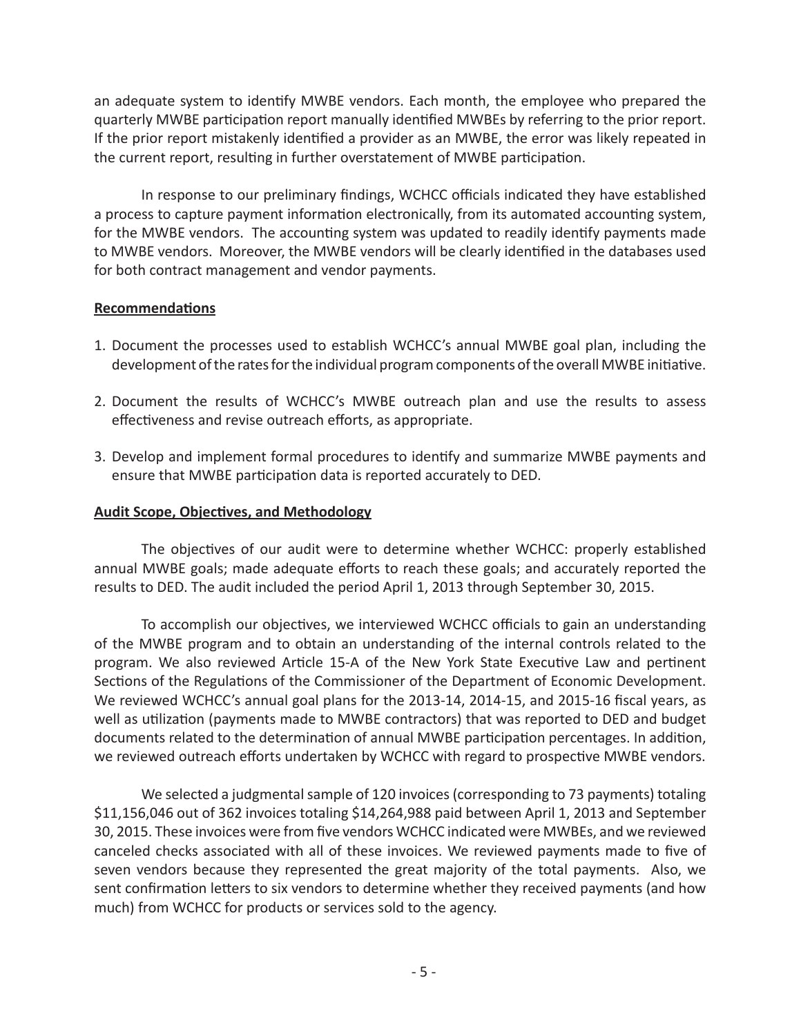an adequate system to identify MWBE vendors. Each month, the employee who prepared the quarterly MWBE participation report manually identified MWBEs by referring to the prior report. If the prior report mistakenly identified a provider as an MWBE, the error was likely repeated in the current report, resulting in further overstatement of MWBE participation.

In response to our preliminary findings, WCHCC officials indicated they have established a process to capture payment information electronically, from its automated accounting system, for the MWBE vendors. The accounting system was updated to readily identify payments made to MWBE vendors. Moreover, the MWBE vendors will be clearly identified in the databases used for both contract management and vendor payments.

**Recommendations**

1. Document the processes used to establish WCHCC's annual MWBE goal plan, including the development of the rates for the individual program components of the overall MWBE initiative.
2. Document the results of WCHCC's MWBE outreach plan and use the results to assess effectiveness and revise outreach efforts, as appropriate.
3. Develop and implement formal procedures to identify and summarize MWBE payments and ensure that MWBE participation data is reported accurately to DED.

**Audit Scope, Objectives, and Methodology**

The objectives of our audit were to determine whether WCHCC: properly established annual MWBE goals; made adequate efforts to reach these goals; and accurately reported the results to DED. The audit included the period April 1, 2013 through September 30, 2015.

To accomplish our objectives, we interviewed WCHCC officials to gain an understanding of the MWBE program and to obtain an understanding of the internal controls related to the program. We also reviewed Article 15-A of the New York State Executive Law and pertinent Sections of the Regulations of the Commissioner of the Department of Economic Development. We reviewed WCHCC's annual goal plans for the 2013-14, 2014-15, and 2015-16 fiscal years, as well as utilization (payments made to MWBE contractors) that was reported to DED and budget documents related to the determination of annual MWBE participation percentages. In addition, we reviewed outreach efforts undertaken by WCHCC with regard to prospective MWBE vendors.

We selected a judgmental sample of 120 invoices (corresponding to 73 payments) totaling $11,156,046 out of 362 invoices totaling $14,264,988 paid between April 1, 2013 and September 30, 2015. These invoices were from five vendors WCHCC indicated were MWBEs, and we reviewed canceled checks associated with all of these invoices. We reviewed payments made to five of seven vendors because they represented the great majority of the total payments. Also, we sent confirmation letters to six vendors to determine whether they received payments (and how much) from WCHCC for products or services sold to the agency.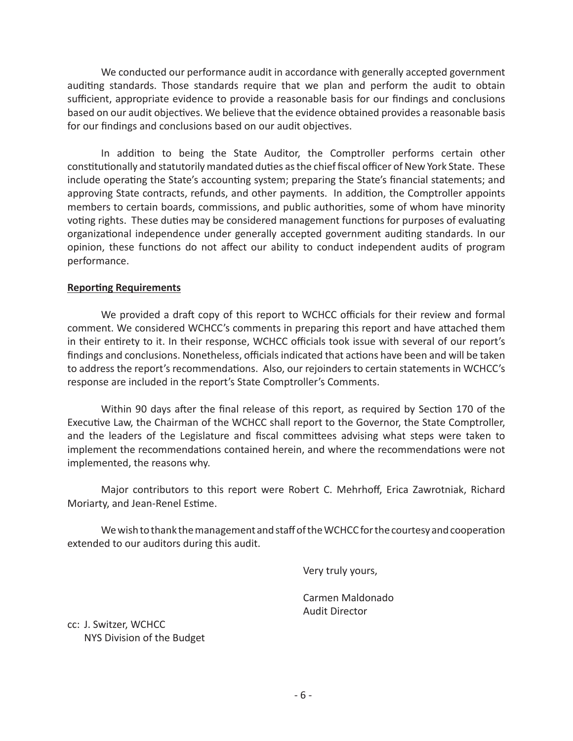We conducted our performance audit in accordance with generally accepted government auditing standards. Those standards require that we plan and perform the audit to obtain sufficient, appropriate evidence to provide a reasonable basis for our findings and conclusions based on our audit objectives. We believe that the evidence obtained provides a reasonable basis for our findings and conclusions based on our audit objectives.

In addition to being the State Auditor, the Comptroller performs certain other constitutionally and statutorily mandated duties as the chief fiscal officer of New York State. These include operating the State's accounting system; preparing the State's financial statements; and approving State contracts, refunds, and other payments. In addition, the Comptroller appoints members to certain boards, commissions, and public authorities, some of whom have minority voting rights. These duties may be considered management functions for purposes of evaluating organizational independence under generally accepted government auditing standards. In our opinion, these functions do not affect our ability to conduct independent audits of program performance.

**Reporting Requirements**

We provided a draft copy of this report to WCHCC officials for their review and formal comment. We considered WCHCC's comments in preparing this report and have attached them in their entirety to it. In their response, WCHCC officials took issue with several of our report's findings and conclusions. Nonetheless, officials indicated that actions have been and will be taken to address the report's recommendations. Also, our rejoinders to certain statements in WCHCC's response are included in the report's State Comptroller's Comments.

Within 90 days after the final release of this report, as required by Section 170 of the Executive Law, the Chairman of the WCHCC shall report to the Governor, the State Comptroller, and the leaders of the Legislature and fiscal committees advising what steps were taken to implement the recommendations contained herein, and where the recommendations were not implemented, the reasons why.

Major contributors to this report were Robert C. Mehrhoff, Erica Zawrotniak, Richard Moriarty, and Jean-Renel Estime.

We wish to thank the management and staff of the WCHCC for the courtesy and cooperation extended to our auditors during this audit.

Very truly yours,

Carmen Maldonado
Audit Director

cc: J. Switzer, WCHCC
NYS Division of the Budget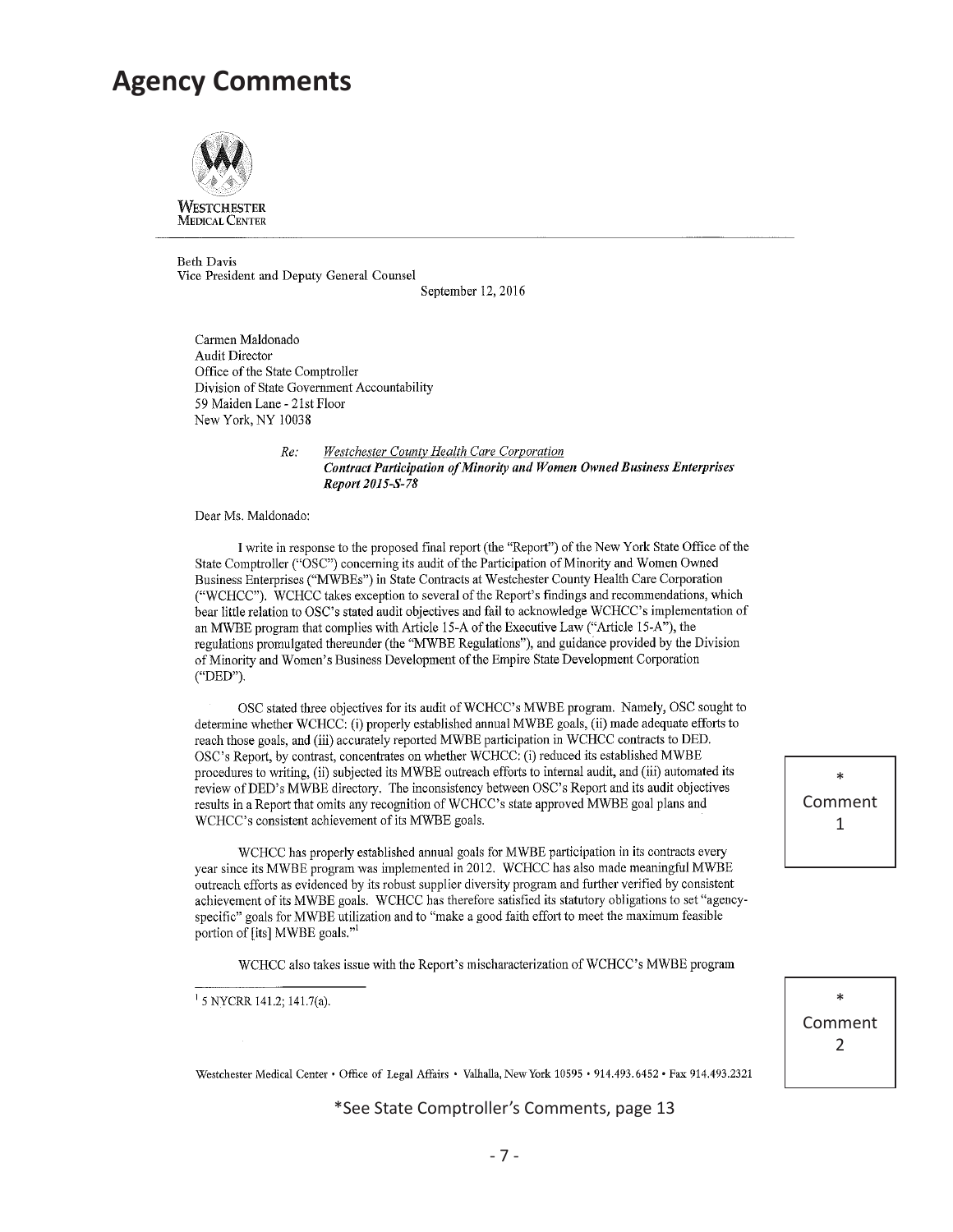# Agency Comments

WESTCHESTER MEDICAL CENTER

Beth Davis
Vice President and Deputy General Counsel

September 12, 2016

Carmen Maldonado
Audit Director
Office of the State Comptroller
Division of State Government Accountability
59 Maiden Lane - 21st Floor
New York, NY 10038

Re: Westchester County Health Care Corporation
***Contract Participation of Minority and Women Owned Business Enterprises Report 2015-S-78***

Dear Ms. Maldonado:

I write in response to the proposed final report (the "Report") of the New York State Office of the State Comptroller ("OSC") concerning its audit of the Participation of Minority and Women Owned Business Enterprises ("MWBEs") in State Contracts at Westchester County Health Care Corporation ("WCHCC"). WCHCC takes exception to several of the Report's findings and recommendations, which bear little relation to OSC's stated audit objectives and fail to acknowledge WCHCC's implementation of an MWBE program that complies with Article 15-A of the Executive Law ("Article 15-A"), the regulations promulgated thereunder (the "MWBE Regulations"), and guidance provided by the Division of Minority and Women's Business Development of the Empire State Development Corporation ("DED").

OSC stated three objectives for its audit of WCHCC's MWBE program. Namely, OSC sought to determine whether WCHCC: (i) properly established annual MWBE goals, (ii) made adequate efforts to reach those goals, and (iii) accurately reported MWBE participation in WCHCC contracts to DED. OSC's Report, by contrast, concentrates on whether WCHCC: (i) reduced its established MWBE procedures to writing, (ii) subjected its MWBE outreach efforts to internal audit, and (iii) automated its review of DED's MWBE directory. The inconsistency between OSC's Report and its audit objectives results in a Report that omits any recognition of WCHCC's state approved MWBE goal plans and WCHCC's consistent achievement of its MWBE goals.

\* Comment 1

WCHCC has properly established annual goals for MWBE participation in its contracts every year since its MWBE program was implemented in 2012. WCHCC has also made meaningful MWBE outreach efforts as evidenced by its robust supplier diversity program and further verified by consistent achievement of its MWBE goals. WCHCC has therefore satisfied its statutory obligations to set "agency-specific" goals for MWBE utilization and to "make a good faith effort to meet the maximum feasible portion of [its] MWBE goals."[1]

WCHCC also takes issue with the Report's mischaracterization of WCHCC's MWBE program

\* Comment 2

[1] 5 NYCRR 141.2; 141.7(a).

Westchester Medical Center • Office of Legal Affairs • Valhalla, New York 10595 • 914.493.6452 • Fax 914.493.2321

\*See State Comptroller's Comments, page 13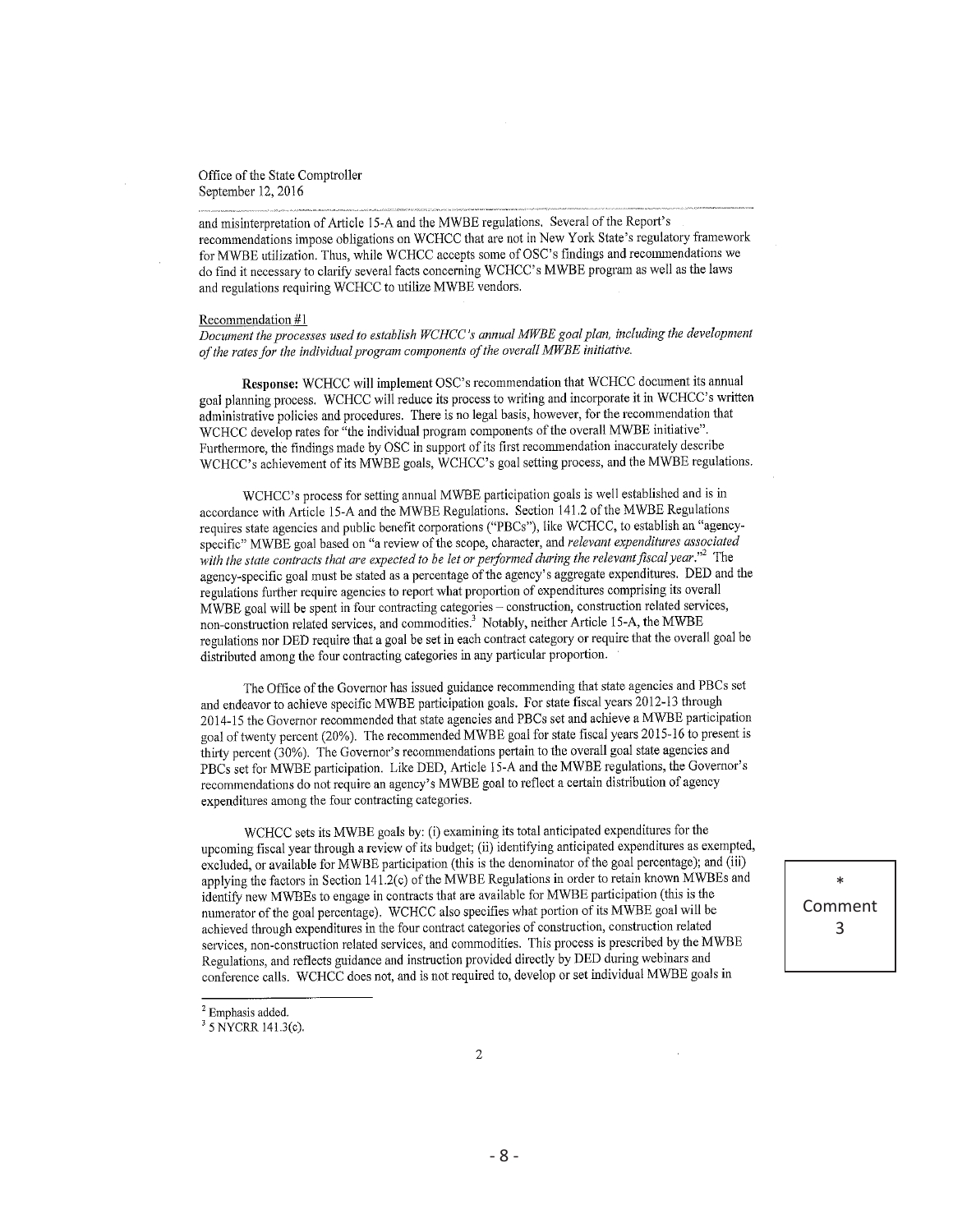Office of the State Comptroller
September 12, 2016

and misinterpretation of Article 15-A and the MWBE regulations. Several of the Report's recommendations impose obligations on WCHCC that are not in New York State's regulatory framework for MWBE utilization. Thus, while WCHCC accepts some of OSC's findings and recommendations we do find it necessary to clarify several facts concerning WCHCC's MWBE program as well as the laws and regulations requiring WCHCC to utilize MWBE vendors.

Recommendation #1

*Document the processes used to establish WCHCC's annual MWBE goal plan, including the development of the rates for the individual program components of the overall MWBE initiative.*

**Response:** WCHCC will implement OSC's recommendation that WCHCC document its annual goal planning process. WCHCC will reduce its process to writing and incorporate it in WCHCC's written administrative policies and procedures. There is no legal basis, however, for the recommendation that WCHCC develop rates for "the individual program components of the overall MWBE initiative". Furthermore, the findings made by OSC in support of its first recommendation inaccurately describe WCHCC's achievement of its MWBE goals, WCHCC's goal setting process, and the MWBE regulations.

WCHCC's process for setting annual MWBE participation goals is well established and is in accordance with Article 15-A and the MWBE Regulations. Section 141.2 of the MWBE Regulations requires state agencies and public benefit corporations ("PBCs"), like WCHCC, to establish an "agency-specific" MWBE goal based on "a review of the scope, character, and *relevant expenditures associated with the state contracts that are expected to be let or performed during the relevant fiscal year*."[2] The agency-specific goal must be stated as a percentage of the agency's aggregate expenditures. DED and the regulations further require agencies to report what proportion of expenditures comprising its overall MWBE goal will be spent in four contracting categories – construction, construction related services, non-construction related services, and commodities.[3] Notably, neither Article 15-A, the MWBE regulations nor DED require that a goal be set in each contract category or require that the overall goal be distributed among the four contracting categories in any particular proportion.

The Office of the Governor has issued guidance recommending that state agencies and PBCs set and endeavor to achieve specific MWBE participation goals. For state fiscal years 2012-13 through 2014-15 the Governor recommended that state agencies and PBCs set and achieve a MWBE participation goal of twenty percent (20%). The recommended MWBE goal for state fiscal years 2015-16 to present is thirty percent (30%). The Governor's recommendations pertain to the overall goal state agencies and PBCs set for MWBE participation. Like DED, Article 15-A and the MWBE regulations, the Governor's recommendations do not require an agency's MWBE goal to reflect a certain distribution of agency expenditures among the four contracting categories.

WCHCC sets its MWBE goals by: (i) examining its total anticipated expenditures for the upcoming fiscal year through a review of its budget; (ii) identifying anticipated expenditures as exempted, excluded, or available for MWBE participation (this is the denominator of the goal percentage); and (iii) applying the factors in Section 141.2(c) of the MWBE Regulations in order to retain known MWBEs and identify new MWBEs to engage in contracts that are available for MWBE participation (this is the numerator of the goal percentage). WCHCC also specifies what portion of its MWBE goal will be achieved through expenditures in the four contract categories of construction, construction related services, non-construction related services, and commodities. This process is prescribed by the MWBE Regulations, and reflects guidance and instruction provided directly by DED during webinars and conference calls. WCHCC does not, and is not required to, develop or set individual MWBE goals in

\* Comment 3

[2] Emphasis added.

[3] 5 NYCRR 141.3(c).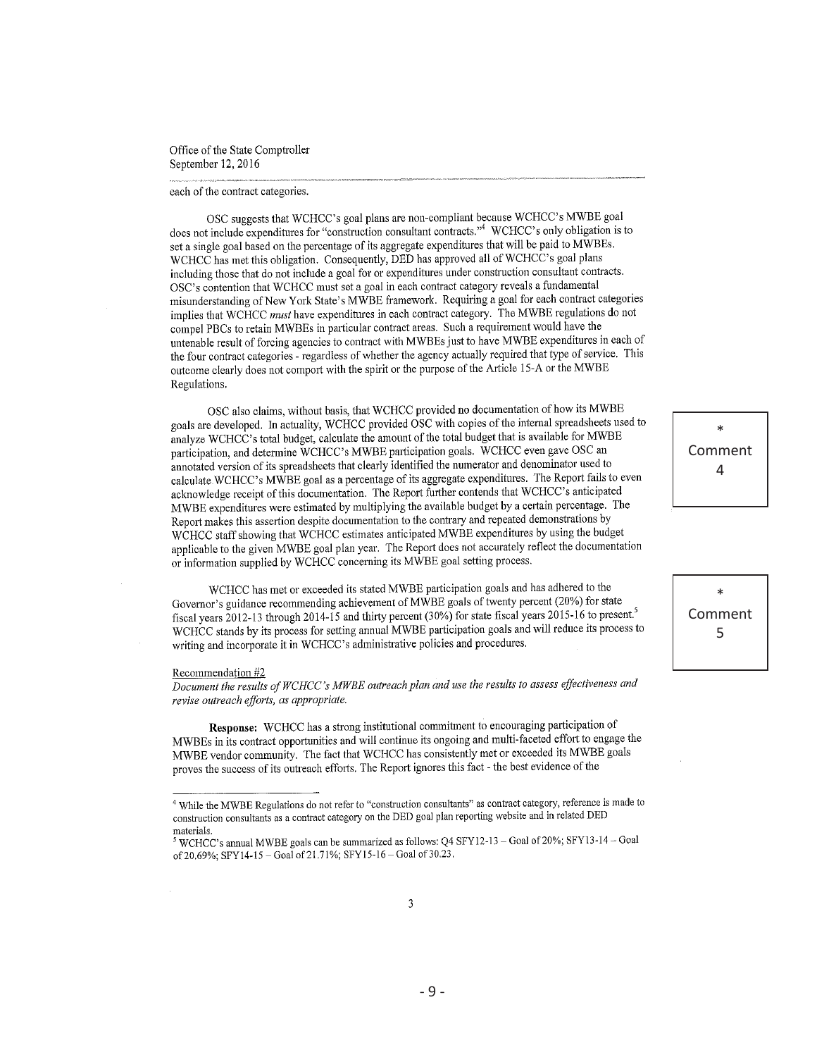Office of the State Comptroller
September 12, 2016

each of the contract categories.

OSC suggests that WCHCC's goal plans are non-compliant because WCHCC's MWBE goal does not include expenditures for "construction consultant contracts."[4] WCHCC's only obligation is to set a single goal based on the percentage of its aggregate expenditures that will be paid to MWBEs. WCHCC has met this obligation. Consequently, DED has approved all of WCHCC's goal plans including those that do not include a goal for or expenditures under construction consultant contracts. OSC's contention that WCHCC must set a goal in each contract category reveals a fundamental misunderstanding of New York State's MWBE framework. Requiring a goal for each contract categories implies that WCHCC *must* have expenditures in each contract category. The MWBE regulations do not compel PBCs to retain MWBEs in particular contract areas. Such a requirement would have the untenable result of forcing agencies to contract with MWBEs just to have MWBE expenditures in each of the four contract categories - regardless of whether the agency actually required that type of service. This outcome clearly does not comport with the spirit or the purpose of the Article 15-A or the MWBE Regulations.

OSC also claims, without basis, that WCHCC provided no documentation of how its MWBE goals are developed. In actuality, WCHCC provided OSC with copies of the internal spreadsheets used to analyze WCHCC's total budget, calculate the amount of the total budget that is available for MWBE participation, and determine WCHCC's MWBE participation goals. WCHCC even gave OSC an annotated version of its spreadsheets that clearly identified the numerator and denominator used to calculate WCHCC's MWBE goal as a percentage of its aggregate expenditures. The Report fails to even acknowledge receipt of this documentation. The Report further contends that WCHCC's anticipated MWBE expenditures were estimated by multiplying the available budget by a certain percentage. The Report makes this assertion despite documentation to the contrary and repeated demonstrations by WCHCC staff showing that WCHCC estimates anticipated MWBE expenditures by using the budget applicable to the given MWBE goal plan year. The Report does not accurately reflect the documentation or information supplied by WCHCC concerning its MWBE goal setting process.

\* Comment 4

WCHCC has met or exceeded its stated MWBE participation goals and has adhered to the Governor's guidance recommending achievement of MWBE goals of twenty percent (20%) for state fiscal years 2012-13 through 2014-15 and thirty percent (30%) for state fiscal years 2015-16 to present.[5] WCHCC stands by its process for setting annual MWBE participation goals and will reduce its process to writing and incorporate it in WCHCC's administrative policies and procedures.

\* Comment 5

Recommendation #2

*Document the results of WCHCC's MWBE outreach plan and use the results to assess effectiveness and revise outreach efforts, as appropriate.*

**Response:** WCHCC has a strong institutional commitment to encouraging participation of MWBEs in its contract opportunities and will continue its ongoing and multi-faceted effort to engage the MWBE vendor community. The fact that WCHCC has consistently met or exceeded its MWBE goals proves the success of its outreach efforts. The Report ignores this fact - the best evidence of the

---

[4] While the MWBE Regulations do not refer to "construction consultants" as contract category, reference is made to construction consultants as a contract category on the DED goal plan reporting website and in related DED materials.

[5] WCHCC's annual MWBE goals can be summarized as follows: Q4 SFY12-13 – Goal of 20%; SFY13-14 – Goal of 20.69%; SFY14-15 – Goal of 21.71%; SFY15-16 – Goal of 30.23.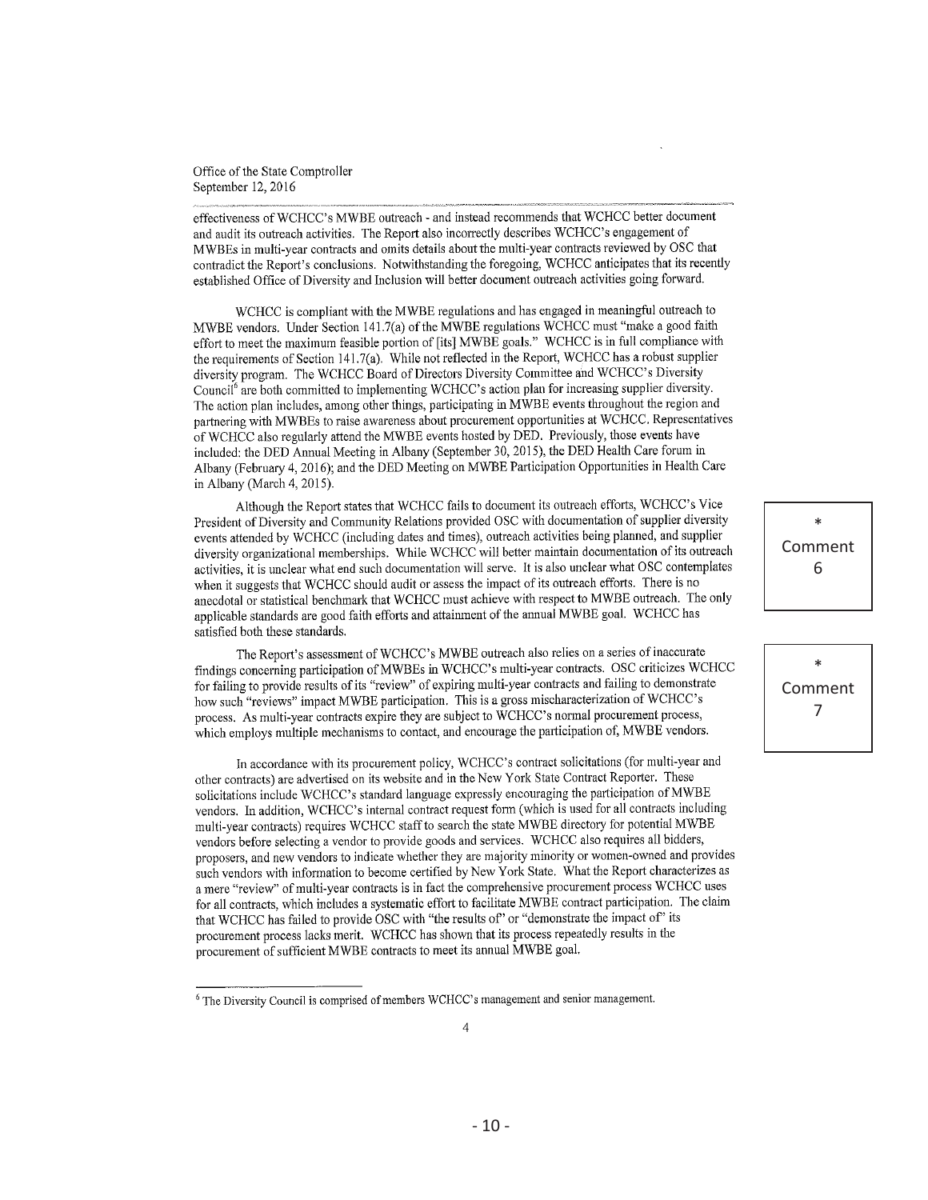Office of the State Comptroller
September 12, 2016

effectiveness of WCHCC's MWBE outreach - and instead recommends that WCHCC better document and audit its outreach activities. The Report also incorrectly describes WCHCC's engagement of MWBEs in multi-year contracts and omits details about the multi-year contracts reviewed by OSC that contradict the Report's conclusions. Notwithstanding the foregoing, WCHCC anticipates that its recently established Office of Diversity and Inclusion will better document outreach activities going forward.

WCHCC is compliant with the MWBE regulations and has engaged in meaningful outreach to MWBE vendors. Under Section 141.7(a) of the MWBE regulations WCHCC must "make a good faith effort to meet the maximum feasible portion of [its] MWBE goals." WCHCC is in full compliance with the requirements of Section 141.7(a). While not reflected in the Report, WCHCC has a robust supplier diversity program. The WCHCC Board of Directors Diversity Committee and WCHCC's Diversity Council[6] are both committed to implementing WCHCC's action plan for increasing supplier diversity. The action plan includes, among other things, participating in MWBE events throughout the region and partnering with MWBEs to raise awareness about procurement opportunities at WCHCC. Representatives of WCHCC also regularly attend the MWBE events hosted by DED. Previously, those events have included: the DED Annual Meeting in Albany (September 30, 2015), the DED Health Care forum in Albany (February 4, 2016); and the DED Meeting on MWBE Participation Opportunities in Health Care in Albany (March 4, 2015).

Although the Report states that WCHCC fails to document its outreach efforts, WCHCC's Vice President of Diversity and Community Relations provided OSC with documentation of supplier diversity events attended by WCHCC (including dates and times), outreach activities being planned, and supplier diversity organizational memberships. While WCHCC will better maintain documentation of its outreach activities, it is unclear what end such documentation will serve. It is also unclear what OSC contemplates when it suggests that WCHCC should audit or assess the impact of its outreach efforts. There is no anecdotal or statistical benchmark that WCHCC must achieve with respect to MWBE outreach. The only applicable standards are good faith efforts and attainment of the annual MWBE goal. WCHCC has satisfied both these standards.

\* Comment 6

The Report's assessment of WCHCC's MWBE outreach also relies on a series of inaccurate findings concerning participation of MWBEs in WCHCC's multi-year contracts. OSC criticizes WCHCC for failing to provide results of its "review" of expiring multi-year contracts and failing to demonstrate how such "reviews" impact MWBE participation. This is a gross mischaracterization of WCHCC's process. As multi-year contracts expire they are subject to WCHCC's normal procurement process, which employs multiple mechanisms to contact, and encourage the participation of, MWBE vendors.

\* Comment 7

In accordance with its procurement policy, WCHCC's contract solicitations (for multi-year and other contracts) are advertised on its website and in the New York State Contract Reporter. These solicitations include WCHCC's standard language expressly encouraging the participation of MWBE vendors. In addition, WCHCC's internal contract request form (which is used for all contracts including multi-year contracts) requires WCHCC staff to search the state MWBE directory for potential MWBE vendors before selecting a vendor to provide goods and services. WCHCC also requires all bidders, proposers, and new vendors to indicate whether they are majority minority or women-owned and provides such vendors with information to become certified by New York State. What the Report characterizes as a mere "review" of multi-year contracts is in fact the comprehensive procurement process WCHCC uses for all contracts, which includes a systematic effort to facilitate MWBE contract participation. The claim that WCHCC has failed to provide OSC with "the results of" or "demonstrate the impact of" its procurement process lacks merit. WCHCC has shown that its process repeatedly results in the procurement of sufficient MWBE contracts to meet its annual MWBE goal.

[6] The Diversity Council is comprised of members WCHCC's management and senior management.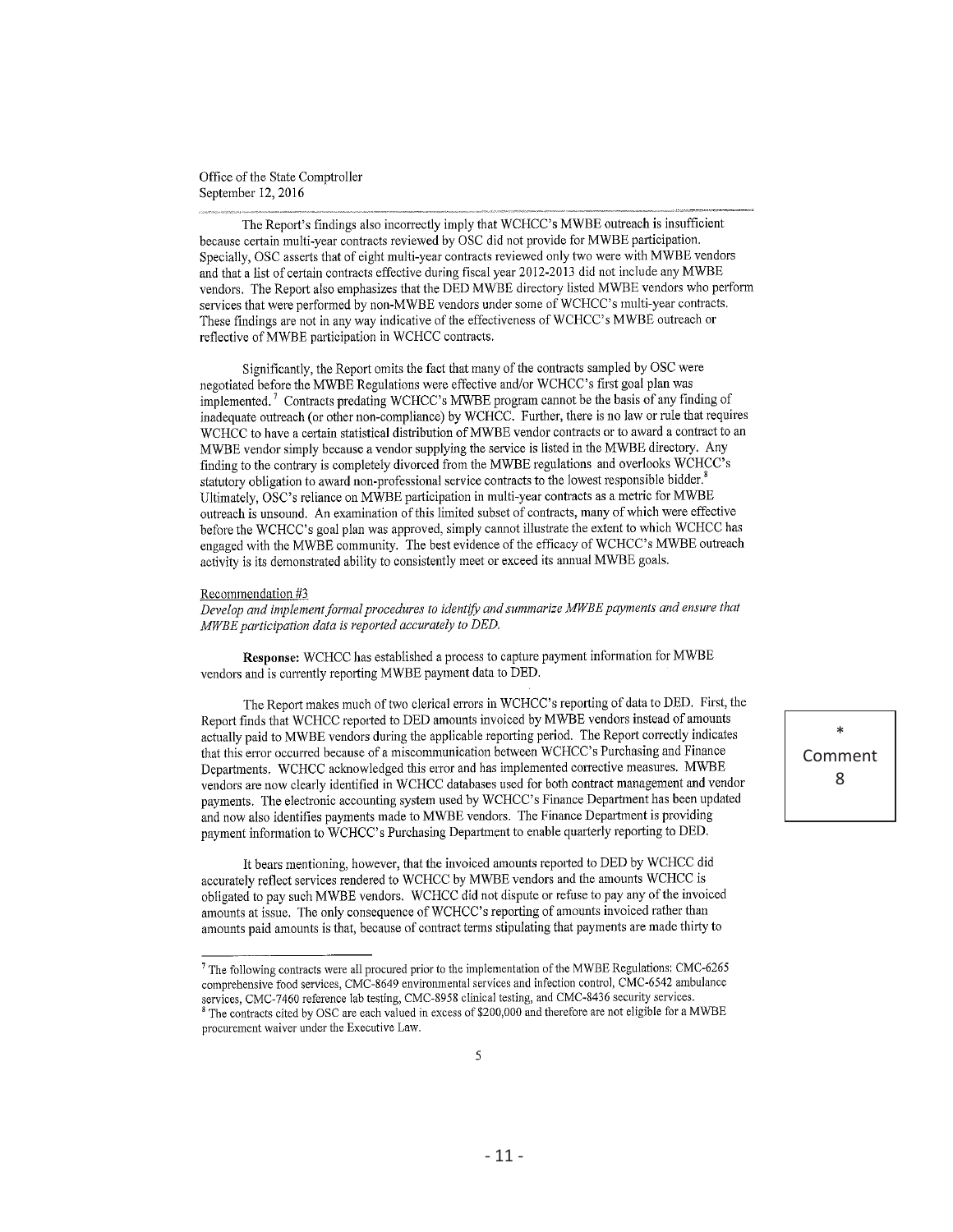Office of the State Comptroller
September 12, 2016

The Report's findings also incorrectly imply that WCHCC's MWBE outreach is insufficient because certain multi-year contracts reviewed by OSC did not provide for MWBE participation. Specially, OSC asserts that of eight multi-year contracts reviewed only two were with MWBE vendors and that a list of certain contracts effective during fiscal year 2012-2013 did not include any MWBE vendors. The Report also emphasizes that the DED MWBE directory listed MWBE vendors who perform services that were performed by non-MWBE vendors under some of WCHCC's multi-year contracts. These findings are not in any way indicative of the effectiveness of WCHCC's MWBE outreach or reflective of MWBE participation in WCHCC contracts.

Significantly, the Report omits the fact that many of the contracts sampled by OSC were negotiated before the MWBE Regulations were effective and/or WCHCC's first goal plan was implemented.[7] Contracts predating WCHCC's MWBE program cannot be the basis of any finding of inadequate outreach (or other non-compliance) by WCHCC. Further, there is no law or rule that requires WCHCC to have a certain statistical distribution of MWBE vendor contracts or to award a contract to an MWBE vendor simply because a vendor supplying the service is listed in the MWBE directory. Any finding to the contrary is completely divorced from the MWBE regulations and overlooks WCHCC's statutory obligation to award non-professional service contracts to the lowest responsible bidder.[8] Ultimately, OSC's reliance on MWBE participation in multi-year contracts as a metric for MWBE outreach is unsound. An examination of this limited subset of contracts, many of which were effective before the WCHCC's goal plan was approved, simply cannot illustrate the extent to which WCHCC has engaged with the MWBE community. The best evidence of the efficacy of WCHCC's MWBE outreach activity is its demonstrated ability to consistently meet or exceed its annual MWBE goals.

Recommendation #3

*Develop and implement formal procedures to identify and summarize MWBE payments and ensure that MWBE participation data is reported accurately to DED.*

**Response:** WCHCC has established a process to capture payment information for MWBE vendors and is currently reporting MWBE payment data to DED.

The Report makes much of two clerical errors in WCHCC's reporting of data to DED. First, the Report finds that WCHCC reported to DED amounts invoiced by MWBE vendors instead of amounts actually paid to MWBE vendors during the applicable reporting period. The Report correctly indicates that this error occurred because of a miscommunication between WCHCC's Purchasing and Finance Departments. WCHCC acknowledged this error and has implemented corrective measures. MWBE vendors are now clearly identified in WCHCC databases used for both contract management and vendor payments. The electronic accounting system used by WCHCC's Finance Department has been updated and now also identifies payments made to MWBE vendors. The Finance Department is providing payment information to WCHCC's Purchasing Department to enable quarterly reporting to DED.

\* Comment 8

It bears mentioning, however, that the invoiced amounts reported to DED by WCHCC did accurately reflect services rendered to WCHCC by MWBE vendors and the amounts WCHCC is obligated to pay such MWBE vendors. WCHCC did not dispute or refuse to pay any of the invoiced amounts at issue. The only consequence of WCHCC's reporting of amounts invoiced rather than amounts paid amounts is that, because of contract terms stipulating that payments are made thirty to

---

[7] The following contracts were all procured prior to the implementation of the MWBE Regulations: CMC-6265 comprehensive food services, CMC-8649 environmental services and infection control, CMC-6542 ambulance services, CMC-7460 reference lab testing, CMC-8958 clinical testing, and CMC-8436 security services.

[8] The contracts cited by OSC are each valued in excess of $200,000 and therefore are not eligible for a MWBE procurement waiver under the Executive Law.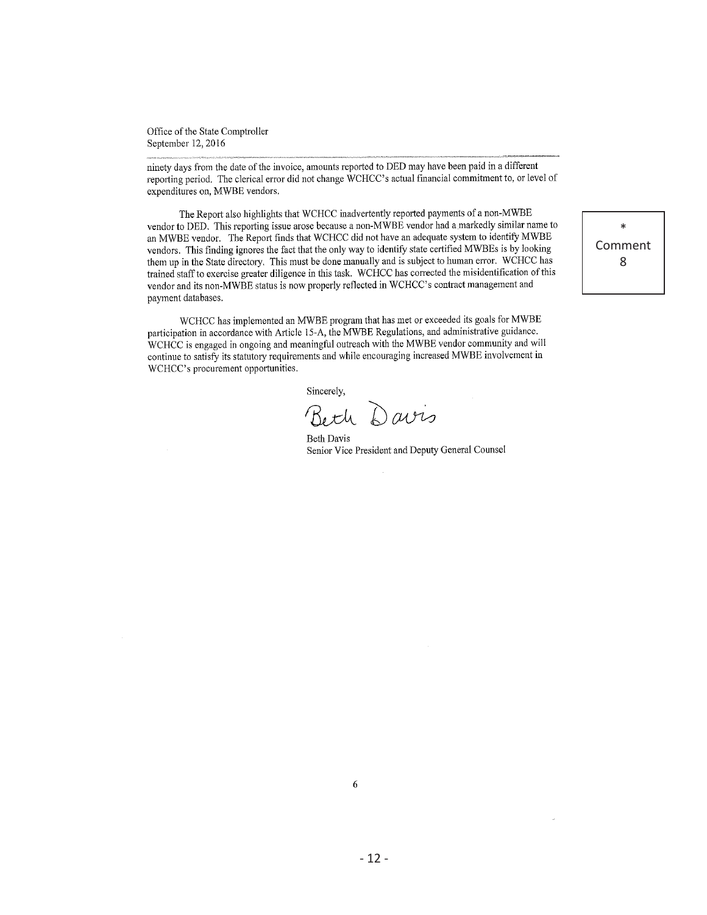Office of the State Comptroller
September 12, 2016

ninety days from the date of the invoice, amounts reported to DED may have been paid in a different reporting period. The clerical error did not change WCHCC's actual financial commitment to, or level of expenditures on, MWBE vendors.

The Report also highlights that WCHCC inadvertently reported payments of a non-MWBE vendor to DED. This reporting issue arose because a non-MWBE vendor had a markedly similar name to an MWBE vendor. The Report finds that WCHCC did not have an adequate system to identify MWBE vendors. This finding ignores the fact that the only way to identify state certified MWBEs is by looking them up in the State directory. This must be done manually and is subject to human error. WCHCC has trained staff to exercise greater diligence in this task. WCHCC has corrected the misidentification of this vendor and its non-MWBE status is now properly reflected in WCHCC's contract management and payment databases.

* Comment 8

WCHCC has implemented an MWBE program that has met or exceeded its goals for MWBE participation in accordance with Article 15-A, the MWBE Regulations, and administrative guidance. WCHCC is engaged in ongoing and meaningful outreach with the MWBE vendor community and will continue to satisfy its statutory requirements and while encouraging increased MWBE involvement in WCHCC's procurement opportunities.

Sincerely,

Beth Davis

Beth Davis
Senior Vice President and Deputy General Counsel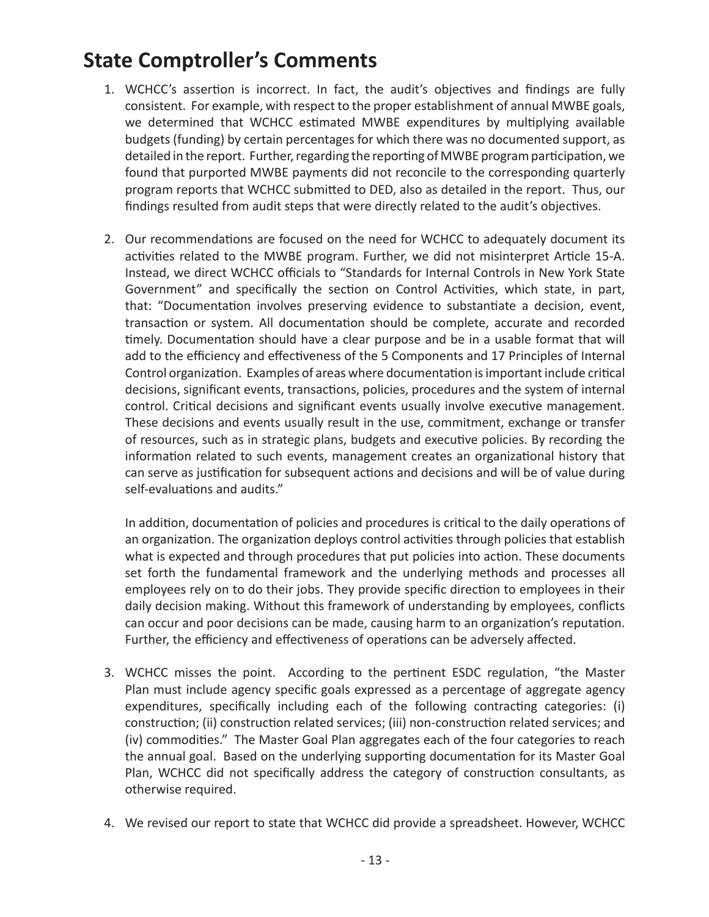# State Comptroller's Comments

1. WCHCC's assertion is incorrect. In fact, the audit's objectives and findings are fully consistent. For example, with respect to the proper establishment of annual MWBE goals, we determined that WCHCC estimated MWBE expenditures by multiplying available budgets (funding) by certain percentages for which there was no documented support, as detailed in the report. Further, regarding the reporting of MWBE program participation, we found that purported MWBE payments did not reconcile to the corresponding quarterly program reports that WCHCC submitted to DED, also as detailed in the report. Thus, our findings resulted from audit steps that were directly related to the audit's objectives.

2. Our recommendations are focused on the need for WCHCC to adequately document its activities related to the MWBE program. Further, we did not misinterpret Article 15-A. Instead, we direct WCHCC officials to "Standards for Internal Controls in New York State Government" and specifically the section on Control Activities, which state, in part, that: "Documentation involves preserving evidence to substantiate a decision, event, transaction or system. All documentation should be complete, accurate and recorded timely. Documentation should have a clear purpose and be in a usable format that will add to the efficiency and effectiveness of the 5 Components and 17 Principles of Internal Control organization. Examples of areas where documentation is important include critical decisions, significant events, transactions, policies, procedures and the system of internal control. Critical decisions and significant events usually involve executive management. These decisions and events usually result in the use, commitment, exchange or transfer of resources, such as in strategic plans, budgets and executive policies. By recording the information related to such events, management creates an organizational history that can serve as justification for subsequent actions and decisions and will be of value during self-evaluations and audits."

   In addition, documentation of policies and procedures is critical to the daily operations of an organization. The organization deploys control activities through policies that establish what is expected and through procedures that put policies into action. These documents set forth the fundamental framework and the underlying methods and processes all employees rely on to do their jobs. They provide specific direction to employees in their daily decision making. Without this framework of understanding by employees, conflicts can occur and poor decisions can be made, causing harm to an organization's reputation. Further, the efficiency and effectiveness of operations can be adversely affected.

3. WCHCC misses the point. According to the pertinent ESDC regulation, "the Master Plan must include agency specific goals expressed as a percentage of aggregate agency expenditures, specifically including each of the following contracting categories: (i) construction; (ii) construction related services; (iii) non-construction related services; and (iv) commodities." The Master Goal Plan aggregates each of the four categories to reach the annual goal. Based on the underlying supporting documentation for its Master Goal Plan, WCHCC did not specifically address the category of construction consultants, as otherwise required.

4. We revised our report to state that WCHCC did provide a spreadsheet. However, WCHCC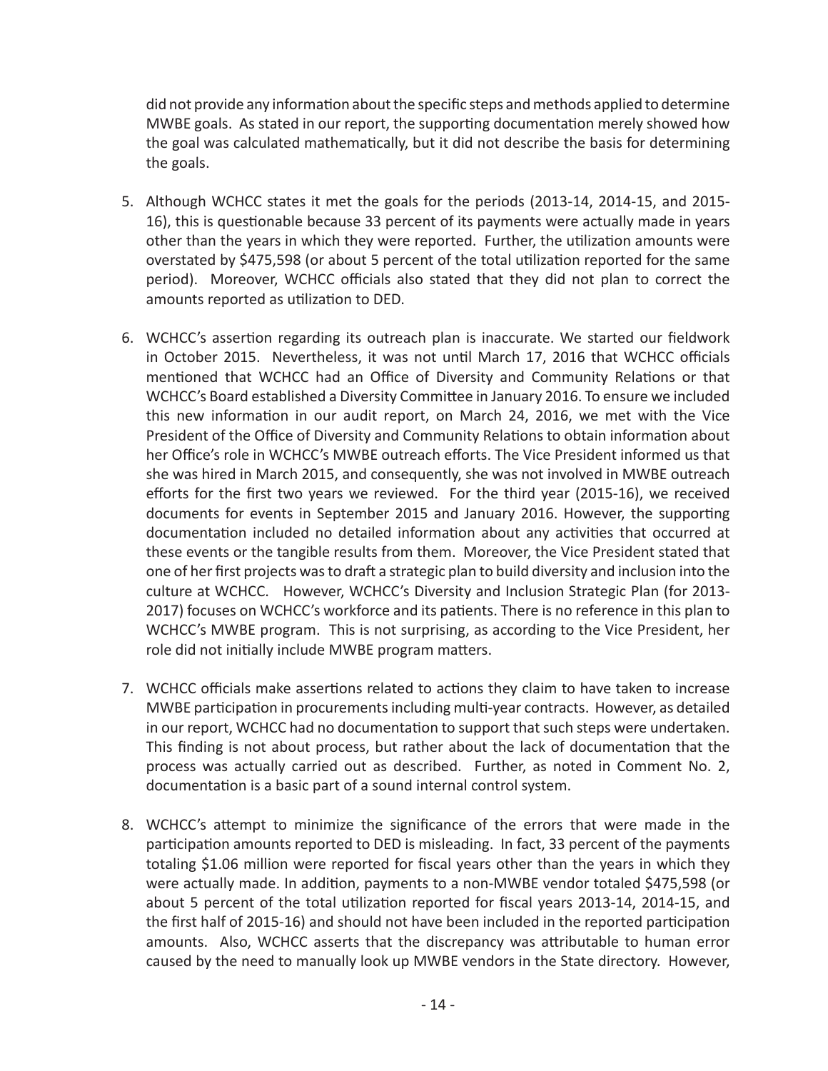did not provide any information about the specific steps and methods applied to determine MWBE goals. As stated in our report, the supporting documentation merely showed how the goal was calculated mathematically, but it did not describe the basis for determining the goals.

5. Although WCHCC states it met the goals for the periods (2013-14, 2014-15, and 2015-16), this is questionable because 33 percent of its payments were actually made in years other than the years in which they were reported. Further, the utilization amounts were overstated by $475,598 (or about 5 percent of the total utilization reported for the same period). Moreover, WCHCC officials also stated that they did not plan to correct the amounts reported as utilization to DED.

6. WCHCC's assertion regarding its outreach plan is inaccurate. We started our fieldwork in October 2015. Nevertheless, it was not until March 17, 2016 that WCHCC officials mentioned that WCHCC had an Office of Diversity and Community Relations or that WCHCC's Board established a Diversity Committee in January 2016. To ensure we included this new information in our audit report, on March 24, 2016, we met with the Vice President of the Office of Diversity and Community Relations to obtain information about her Office's role in WCHCC's MWBE outreach efforts. The Vice President informed us that she was hired in March 2015, and consequently, she was not involved in MWBE outreach efforts for the first two years we reviewed. For the third year (2015-16), we received documents for events in September 2015 and January 2016. However, the supporting documentation included no detailed information about any activities that occurred at these events or the tangible results from them. Moreover, the Vice President stated that one of her first projects was to draft a strategic plan to build diversity and inclusion into the culture at WCHCC. However, WCHCC's Diversity and Inclusion Strategic Plan (for 2013-2017) focuses on WCHCC's workforce and its patients. There is no reference in this plan to WCHCC's MWBE program. This is not surprising, as according to the Vice President, her role did not initially include MWBE program matters.

7. WCHCC officials make assertions related to actions they claim to have taken to increase MWBE participation in procurements including multi-year contracts. However, as detailed in our report, WCHCC had no documentation to support that such steps were undertaken. This finding is not about process, but rather about the lack of documentation that the process was actually carried out as described. Further, as noted in Comment No. 2, documentation is a basic part of a sound internal control system.

8. WCHCC's attempt to minimize the significance of the errors that were made in the participation amounts reported to DED is misleading. In fact, 33 percent of the payments totaling $1.06 million were reported for fiscal years other than the years in which they were actually made. In addition, payments to a non-MWBE vendor totaled $475,598 (or about 5 percent of the total utilization reported for fiscal years 2013-14, 2014-15, and the first half of 2015-16) and should not have been included in the reported participation amounts. Also, WCHCC asserts that the discrepancy was attributable to human error caused by the need to manually look up MWBE vendors in the State directory. However,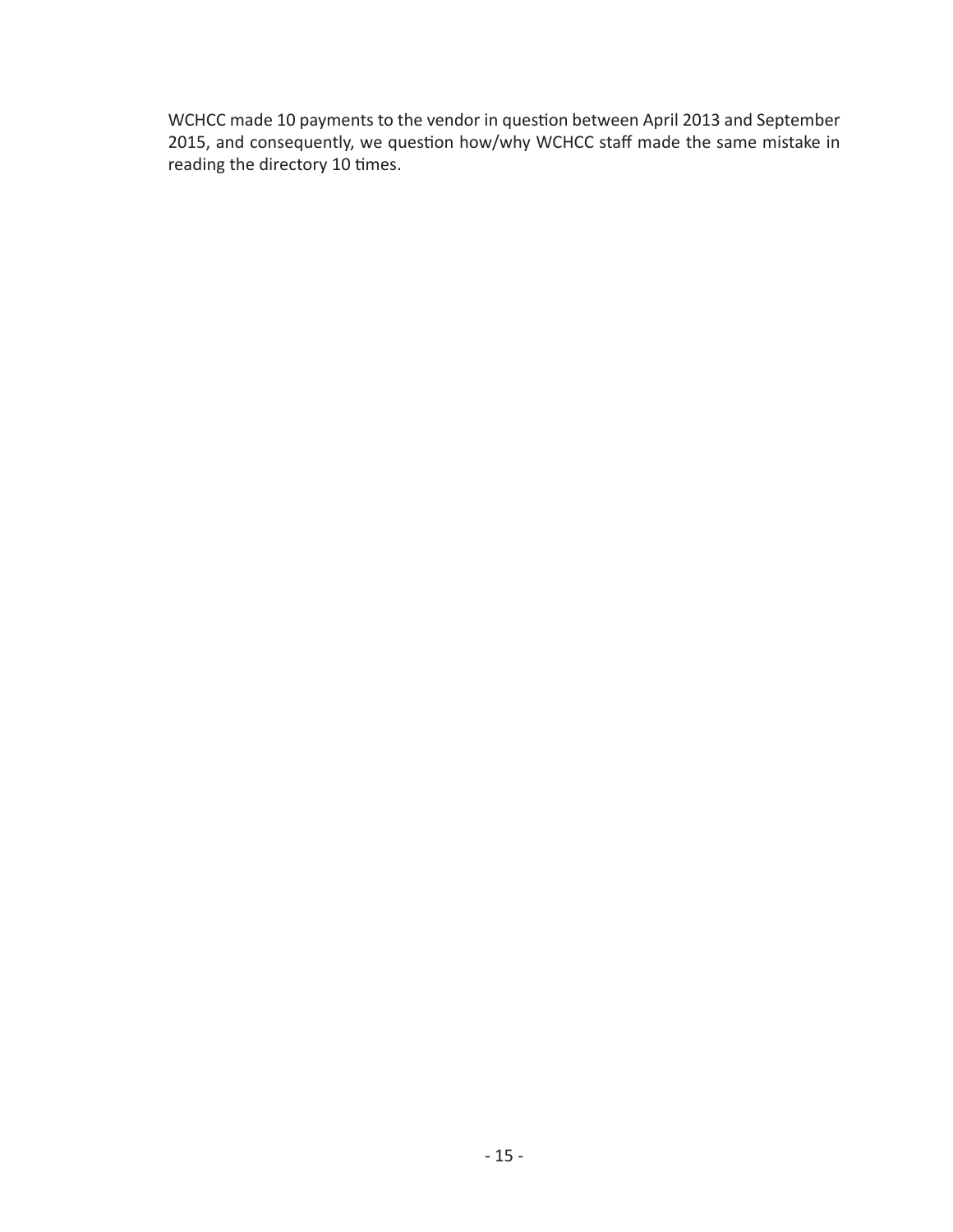WCHCC made 10 payments to the vendor in question between April 2013 and September 2015, and consequently, we question how/why WCHCC staff made the same mistake in reading the directory 10 times.